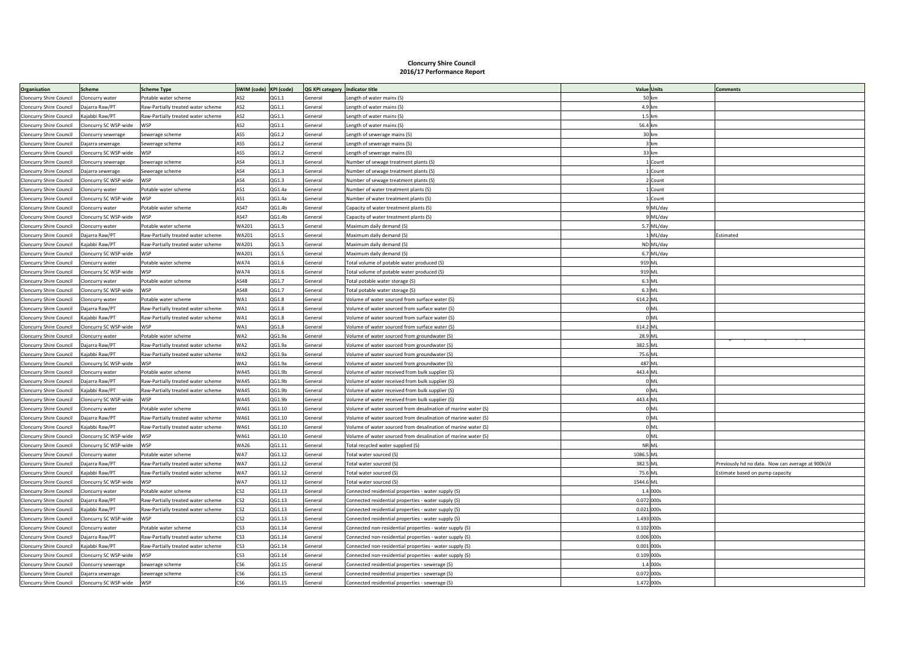# Cloncurry Shire Council
## 2016/17 Performance Report

| Organisation | Scheme | Scheme Type | SWIM (code) | KPI (code) | QG KPI category | Indicator title | Value | Units | Comments |
|---|---|---|---|---|---|---|---|---|---|
| Cloncurry Shire Council | Cloncurry water | Potable water scheme | AS2 | QG1.1 | General | Length of water mains (S) | 50 | km | |
| Cloncurry Shire Council | Dajarra Raw/PT | Raw-Partially treated water scheme | AS2 | QG1.1 | General | Length of water mains (S) | 4.9 | km | |
| Cloncurry Shire Council | Kajabbi Raw/PT | Raw-Partially treated water scheme | AS2 | QG1.1 | General | Length of water mains (S) | 1.5 | km | |
| Cloncurry Shire Council | Cloncurry SC WSP-wide | WSP | AS2 | QG1.1 | General | Length of water mains (S) | 56.4 | km | |
| Cloncurry Shire Council | Cloncurry sewerage | Sewerage scheme | AS5 | QG1.2 | General | Length of sewerage mains (S) | 30 | km | |
| Cloncurry Shire Council | Dajarra sewerage | Sewerage scheme | AS5 | QG1.2 | General | Length of sewerage mains (S) | 3 | km | |
| Cloncurry Shire Council | Cloncurry SC WSP-wide | WSP | AS5 | QG1.2 | General | Length of sewerage mains (S) | 33 | km | |
| Cloncurry Shire Council | Cloncurry sewerage | Sewerage scheme | AS4 | QG1.3 | General | Number of sewage treatment plants (S) | 1 | Count | |
| Cloncurry Shire Council | Dajarra sewerage | Sewerage scheme | AS4 | QG1.3 | General | Number of sewage treatment plants (S) | 1 | Count | |
| Cloncurry Shire Council | Cloncurry SC WSP-wide | WSP | AS4 | QG1.3 | General | Number of sewage treatment plants (S) | 2 | Count | |
| Cloncurry Shire Council | Cloncurry water | Potable water scheme | AS1 | QG1.4a | General | Number of water treatment plants (S) | 1 | Count | |
| Cloncurry Shire Council | Cloncurry SC WSP-wide | WSP | AS1 | QG1.4a | General | Number of water treatment plants (S) | 1 | Count | |
| Cloncurry Shire Council | Cloncurry water | Potable water scheme | AS47 | QG1.4b | General | Capacity of water treatment plants (S) | 9 | ML/day | |
| Cloncurry Shire Council | Cloncurry SC WSP-wide | WSP | AS47 | QG1.4b | General | Capacity of water treatment plants (S) | 9 | ML/day | |
| Cloncurry Shire Council | Cloncurry water | Potable water scheme | WA201 | QG1.5 | General | Maximum daily demand (S) | 5.7 | ML/day | |
| Cloncurry Shire Council | Dajarra Raw/PT | Raw-Partially treated water scheme | WA201 | QG1.5 | General | Maximum daily demand (S) | 1 | ML/day | Estimated |
| Cloncurry Shire Council | Kajabbi Raw/PT | Raw-Partially treated water scheme | WA201 | QG1.5 | General | Maximum daily demand (S) | ND | ML/day | |
| Cloncurry Shire Council | Cloncurry SC WSP-wide | WSP | WA201 | QG1.5 | General | Maximum daily demand (S) | 6.7 | ML/day | |
| Cloncurry Shire Council | Cloncurry water | Potable water scheme | WA74 | QG1.6 | General | Total volume of potable water produced (S) | 919 | ML | |
| Cloncurry Shire Council | Cloncurry SC WSP-wide | WSP | WA74 | QG1.6 | General | Total volume of potable water produced (S) | 919 | ML | |
| Cloncurry Shire Council | Cloncurry water | Potable water scheme | AS48 | QG1.7 | General | Total potable water storage (S) | 6.3 | ML | |
| Cloncurry Shire Council | Cloncurry SC WSP-wide | WSP | AS48 | QG1.7 | General | Total potable water storage (S) | 6.3 | ML | |
| Cloncurry Shire Council | Cloncurry water | Potable water scheme | WA1 | QG1.8 | General | Volume of water sourced from surface water (S) | 614.2 | ML | |
| Cloncurry Shire Council | Dajarra Raw/PT | Raw-Partially treated water scheme | WA1 | QG1.8 | General | Volume of water sourced from surface water (S) | 0 | ML | |
| Cloncurry Shire Council | Kajabbi Raw/PT | Raw-Partially treated water scheme | WA1 | QG1.8 | General | Volume of water sourced from surface water (S) | 0 | ML | |
| Cloncurry Shire Council | Cloncurry SC WSP-wide | WSP | WA1 | QG1.8 | General | Volume of water sourced from surface water (S) | 614.2 | ML | |
| Cloncurry Shire Council | Cloncurry water | Potable water scheme | WA2 | QG1.9a | General | Volume of water sourced from groundwater (S) | 28.9 | ML | |
| Cloncurry Shire Council | Dajarra Raw/PT | Raw-Partially treated water scheme | WA2 | QG1.9a | General | Volume of water sourced from groundwater (S) | 382.5 | ML | |
| Cloncurry Shire Council | Kajabbi Raw/PT | Raw-Partially treated water scheme | WA2 | QG1.9a | General | Volume of water sourced from groundwater (S) | 75.6 | ML | |
| Cloncurry Shire Council | Cloncurry SC WSP-wide | WSP | WA2 | QG1.9a | General | Volume of water sourced from groundwater (S) | 487 | ML | |
| Cloncurry Shire Council | Cloncurry water | Potable water scheme | WA45 | QG1.9b | General | Volume of water received from bulk supplier (S) | 443.4 | ML | |
| Cloncurry Shire Council | Dajarra Raw/PT | Raw-Partially treated water scheme | WA45 | QG1.9b | General | Volume of water received from bulk supplier (S) | 0 | ML | |
| Cloncurry Shire Council | Kajabbi Raw/PT | Raw-Partially treated water scheme | WA45 | QG1.9b | General | Volume of water received from bulk supplier (S) | 0 | ML | |
| Cloncurry Shire Council | Cloncurry SC WSP-wide | WSP | WA45 | QG1.9b | General | Volume of water received from bulk supplier (S) | 443.4 | ML | |
| Cloncurry Shire Council | Cloncurry water | Potable water scheme | WA61 | QG1.10 | General | Volume of water sourced from desalination of marine water (S) | 0 | ML | |
| Cloncurry Shire Council | Dajarra Raw/PT | Raw-Partially treated water scheme | WA61 | QG1.10 | General | Volume of water sourced from desalination of marine water (S) | 0 | ML | |
| Cloncurry Shire Council | Kajabbi Raw/PT | Raw-Partially treated water scheme | WA61 | QG1.10 | General | Volume of water sourced from desalination of marine water (S) | 0 | ML | |
| Cloncurry Shire Council | Cloncurry SC WSP-wide | WSP | WA61 | QG1.10 | General | Volume of water sourced from desalination of marine water (S) | 0 | ML | |
| Cloncurry Shire Council | Cloncurry SC WSP-wide | WSP | WA26 | QG1.11 | General | Total recycled water supplied (S) | NR | ML | |
| Cloncurry Shire Council | Cloncurry water | Potable water scheme | WA7 | QG1.12 | General | Total water sourced (S) | 1086.5 | ML | |
| Cloncurry Shire Council | Dajarra Raw/PT | Raw-Partially treated water scheme | WA7 | QG1.12 | General | Total water sourced (S) | 382.5 | ML | Previously hd no data. Now can average at 900kl/d |
| Cloncurry Shire Council | Kajabbi Raw/PT | Raw-Partially treated water scheme | WA7 | QG1.12 | General | Total water sourced (S) | 75.6 | ML | Estimate based on pump capacity |
| Cloncurry Shire Council | Cloncurry SC WSP-wide | WSP | WA7 | QG1.12 | General | Total water sourced (S) | 1544.6 | ML | |
| Cloncurry Shire Council | Cloncurry water | Potable water scheme | CS2 | QG1.13 | General | Connected residential properties - water supply (S) | 1.4 | 000s | |
| Cloncurry Shire Council | Dajarra Raw/PT | Raw-Partially treated water scheme | CS2 | QG1.13 | General | Connected residential properties - water supply (S) | 0.072 | 000s | |
| Cloncurry Shire Council | Kajabbi Raw/PT | Raw-Partially treated water scheme | CS2 | QG1.13 | General | Connected residential properties - water supply (S) | 0.021 | 000s | |
| Cloncurry Shire Council | Cloncurry SC WSP-wide | WSP | CS2 | QG1.13 | General | Connected residential properties - water supply (S) | 1.493 | 000s | |
| Cloncurry Shire Council | Cloncurry water | Potable water scheme | CS3 | QG1.14 | General | Connected non-residential properties - water supply (S) | 0.102 | 000s | |
| Cloncurry Shire Council | Dajarra Raw/PT | Raw-Partially treated water scheme | CS3 | QG1.14 | General | Connected non-residential properties - water supply (S) | 0.006 | 000s | |
| Cloncurry Shire Council | Kajabbi Raw/PT | Raw-Partially treated water scheme | CS3 | QG1.14 | General | Connected non-residential properties - water supply (S) | 0.001 | 000s | |
| Cloncurry Shire Council | Cloncurry SC WSP-wide | WSP | CS3 | QG1.14 | General | Connected non-residential properties - water supply (S) | 0.109 | 000s | |
| Cloncurry Shire Council | Cloncurry sewerage | Sewerage scheme | CS6 | QG1.15 | General | Connected residential properties - sewerage (S) | 1.4 | 000s | |
| Cloncurry Shire Council | Dajarra sewerage | Sewerage scheme | CS6 | QG1.15 | General | Connected residential properties - sewerage (S) | 0.072 | 000s | |
| Cloncurry Shire Council | Cloncurry SC WSP-wide | WSP | CS6 | QG1.15 | General | Connected residential properties - sewerage (S) | 1.472 | 000s | |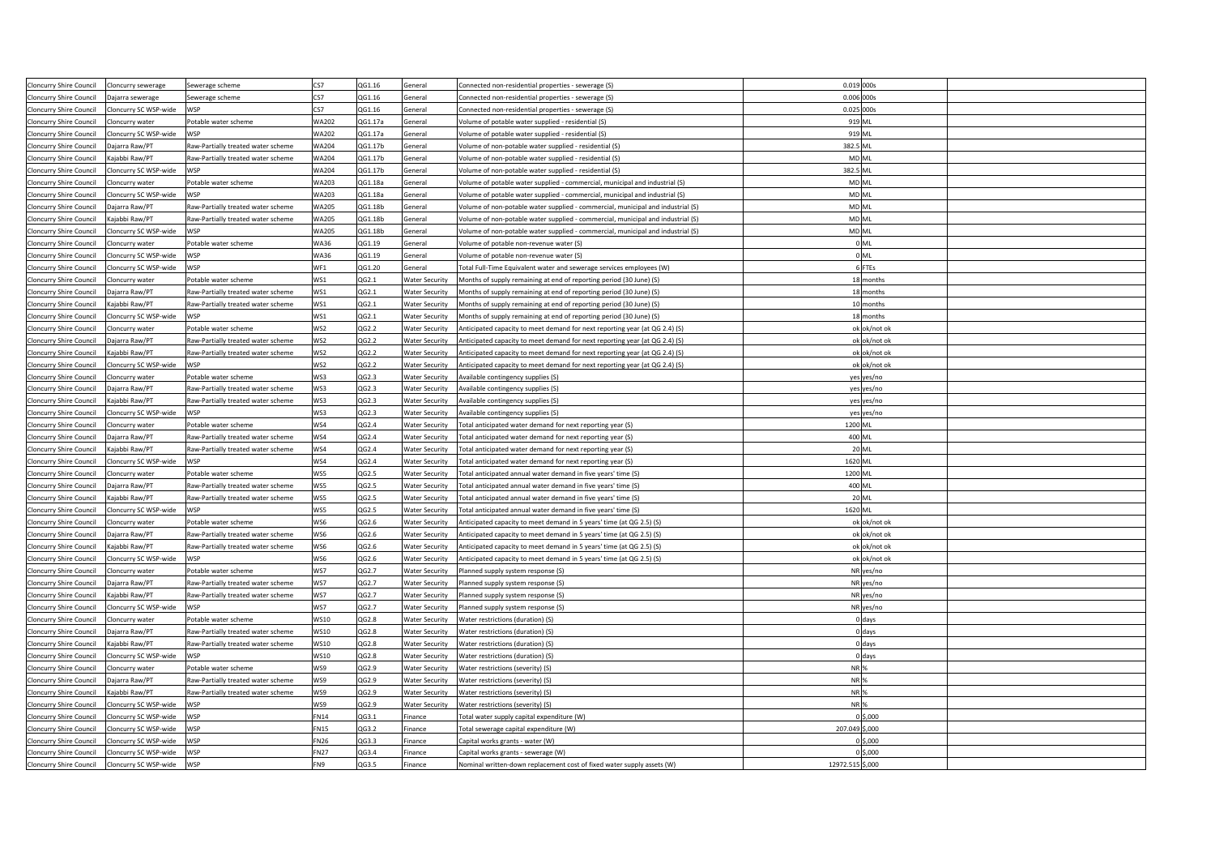| Cloncurry Shire Council | Cloncurry sewerage | Sewerage scheme | CS7 | QG1.16 | General | Connected non-residential properties - sewerage (S) | 0.019 | 000s | |
|---|---|---|---|---|---|---|---|---|---|
| Cloncurry Shire Council | Dajarra sewerage | Sewerage scheme | CS7 | QG1.16 | General | Connected non-residential properties - sewerage (S) | 0.006 | 000s | |
| Cloncurry Shire Council | Cloncurry SC WSP-wide | WSP | CS7 | QG1.16 | General | Connected non-residential properties - sewerage (S) | 0.025 | 000s | |
| Cloncurry Shire Council | Cloncurry water | Potable water scheme | WA202 | QG1.17a | General | Volume of potable water supplied - residential (S) | 919 | ML | |
| Cloncurry Shire Council | Cloncurry SC WSP-wide | WSP | WA202 | QG1.17a | General | Volume of potable water supplied - residential (S) | 919 | ML | |
| Cloncurry Shire Council | Dajarra Raw/PT | Raw-Partially treated water scheme | WA204 | QG1.17b | General | Volume of non-potable water supplied - residential (S) | 382.5 | ML | |
| Cloncurry Shire Council | Kajabbi Raw/PT | Raw-Partially treated water scheme | WA204 | QG1.17b | General | Volume of non-potable water supplied - residential (S) | MD | ML | |
| Cloncurry Shire Council | Cloncurry SC WSP-wide | WSP | WA204 | QG1.17b | General | Volume of non-potable water supplied - residential (S) | 382.5 | ML | |
| Cloncurry Shire Council | Cloncurry water | Potable water scheme | WA203 | QG1.18a | General | Volume of potable water supplied - commercial, municipal and industrial (S) | MD | ML | |
| Cloncurry Shire Council | Cloncurry SC WSP-wide | WSP | WA203 | QG1.18a | General | Volume of potable water supplied - commercial, municipal and industrial (S) | MD | ML | |
| Cloncurry Shire Council | Dajarra Raw/PT | Raw-Partially treated water scheme | WA205 | QG1.18b | General | Volume of non-potable water supplied - commercial, municipal and industrial (S) | MD | ML | |
| Cloncurry Shire Council | Kajabbi Raw/PT | Raw-Partially treated water scheme | WA205 | QG1.18b | General | Volume of non-potable water supplied - commercial, municipal and industrial (S) | MD | ML | |
| Cloncurry Shire Council | Cloncurry SC WSP-wide | WSP | WA205 | QG1.18b | General | Volume of non-potable water supplied - commercial, municipal and industrial (S) | MD | ML | |
| Cloncurry Shire Council | Cloncurry water | Potable water scheme | WA36 | QG1.19 | General | Volume of potable non-revenue water (S) | 0 | ML | |
| Cloncurry Shire Council | Cloncurry SC WSP-wide | WSP | WA36 | QG1.19 | General | Volume of potable non-revenue water (S) | 0 | ML | |
| Cloncurry Shire Council | Cloncurry SC WSP-wide | WSP | WF1 | QG1.20 | General | Total Full-Time Equivalent water and sewerage services employees (W) | 6 | FTEs | |
| Cloncurry Shire Council | Cloncurry water | Potable water scheme | WS1 | QG2.1 | Water Security | Months of supply remaining at end of reporting period (30 June) (S) | 18 | months | |
| Cloncurry Shire Council | Dajarra Raw/PT | Raw-Partially treated water scheme | WS1 | QG2.1 | Water Security | Months of supply remaining at end of reporting period (30 June) (S) | 18 | months | |
| Cloncurry Shire Council | Kajabbi Raw/PT | Raw-Partially treated water scheme | WS1 | QG2.1 | Water Security | Months of supply remaining at end of reporting period (30 June) (S) | 10 | months | |
| Cloncurry Shire Council | Cloncurry SC WSP-wide | WSP | WS1 | QG2.1 | Water Security | Months of supply remaining at end of reporting period (30 June) (S) | 18 | months | |
| Cloncurry Shire Council | Cloncurry water | Potable water scheme | WS2 | QG2.2 | Water Security | Anticipated capacity to meet demand for next reporting year (at QG 2.4) (S) | ok | ok/not ok | |
| Cloncurry Shire Council | Dajarra Raw/PT | Raw-Partially treated water scheme | WS2 | QG2.2 | Water Security | Anticipated capacity to meet demand for next reporting year (at QG 2.4) (S) | ok | ok/not ok | |
| Cloncurry Shire Council | Kajabbi Raw/PT | Raw-Partially treated water scheme | WS2 | QG2.2 | Water Security | Anticipated capacity to meet demand for next reporting year (at QG 2.4) (S) | ok | ok/not ok | |
| Cloncurry Shire Council | Cloncurry SC WSP-wide | WSP | WS2 | QG2.2 | Water Security | Anticipated capacity to meet demand for next reporting year (at QG 2.4) (S) | ok | ok/not ok | |
| Cloncurry Shire Council | Cloncurry water | Potable water scheme | WS3 | QG2.3 | Water Security | Available contingency supplies (S) | yes | yes/no | |
| Cloncurry Shire Council | Dajarra Raw/PT | Raw-Partially treated water scheme | WS3 | QG2.3 | Water Security | Available contingency supplies (S) | yes | yes/no | |
| Cloncurry Shire Council | Kajabbi Raw/PT | Raw-Partially treated water scheme | WS3 | QG2.3 | Water Security | Available contingency supplies (S) | yes | yes/no | |
| Cloncurry Shire Council | Cloncurry SC WSP-wide | WSP | WS3 | QG2.3 | Water Security | Available contingency supplies (S) | yes | yes/no | |
| Cloncurry Shire Council | Cloncurry water | Potable water scheme | WS4 | QG2.4 | Water Security | Total anticipated water demand for next reporting year (S) | 1200 | ML | |
| Cloncurry Shire Council | Dajarra Raw/PT | Raw-Partially treated water scheme | WS4 | QG2.4 | Water Security | Total anticipated water demand for next reporting year (S) | 400 | ML | |
| Cloncurry Shire Council | Kajabbi Raw/PT | Raw-Partially treated water scheme | WS4 | QG2.4 | Water Security | Total anticipated water demand for next reporting year (S) | 20 | ML | |
| Cloncurry Shire Council | Cloncurry SC WSP-wide | WSP | WS4 | QG2.4 | Water Security | Total anticipated water demand for next reporting year (S) | 1620 | ML | |
| Cloncurry Shire Council | Cloncurry water | Potable water scheme | WS5 | QG2.5 | Water Security | Total anticipated annual water demand in five years' time (S) | 1200 | ML | |
| Cloncurry Shire Council | Dajarra Raw/PT | Raw-Partially treated water scheme | WS5 | QG2.5 | Water Security | Total anticipated annual water demand in five years' time (S) | 400 | ML | |
| Cloncurry Shire Council | Kajabbi Raw/PT | Raw-Partially treated water scheme | WS5 | QG2.5 | Water Security | Total anticipated annual water demand in five years' time (S) | 20 | ML | |
| Cloncurry Shire Council | Cloncurry SC WSP-wide | WSP | WS5 | QG2.5 | Water Security | Total anticipated annual water demand in five years' time (S) | 1620 | ML | |
| Cloncurry Shire Council | Cloncurry water | Potable water scheme | WS6 | QG2.6 | Water Security | Anticipated capacity to meet demand in 5 years' time (at QG 2.5) (S) | ok | ok/not ok | |
| Cloncurry Shire Council | Dajarra Raw/PT | Raw-Partially treated water scheme | WS6 | QG2.6 | Water Security | Anticipated capacity to meet demand in 5 years' time (at QG 2.5) (S) | ok | ok/not ok | |
| Cloncurry Shire Council | Kajabbi Raw/PT | Raw-Partially treated water scheme | WS6 | QG2.6 | Water Security | Anticipated capacity to meet demand in 5 years' time (at QG 2.5) (S) | ok | ok/not ok | |
| Cloncurry Shire Council | Cloncurry SC WSP-wide | WSP | WS6 | QG2.6 | Water Security | Anticipated capacity to meet demand in 5 years' time (at QG 2.5) (S) | ok | ok/not ok | |
| Cloncurry Shire Council | Cloncurry water | Potable water scheme | WS7 | QG2.7 | Water Security | Planned supply system response (S) | NR | yes/no | |
| Cloncurry Shire Council | Dajarra Raw/PT | Raw-Partially treated water scheme | WS7 | QG2.7 | Water Security | Planned supply system response (S) | NR | yes/no | |
| Cloncurry Shire Council | Kajabbi Raw/PT | Raw-Partially treated water scheme | WS7 | QG2.7 | Water Security | Planned supply system response (S) | NR | yes/no | |
| Cloncurry Shire Council | Cloncurry SC WSP-wide | WSP | WS7 | QG2.7 | Water Security | Planned supply system response (S) | NR | yes/no | |
| Cloncurry Shire Council | Cloncurry water | Potable water scheme | WS10 | QG2.8 | Water Security | Water restrictions (duration) (S) | 0 | days | |
| Cloncurry Shire Council | Dajarra Raw/PT | Raw-Partially treated water scheme | WS10 | QG2.8 | Water Security | Water restrictions (duration) (S) | 0 | days | |
| Cloncurry Shire Council | Kajabbi Raw/PT | Raw-Partially treated water scheme | WS10 | QG2.8 | Water Security | Water restrictions (duration) (S) | 0 | days | |
| Cloncurry Shire Council | Cloncurry SC WSP-wide | WSP | WS10 | QG2.8 | Water Security | Water restrictions (duration) (S) | 0 | days | |
| Cloncurry Shire Council | Cloncurry water | Potable water scheme | WS9 | QG2.9 | Water Security | Water restrictions (severity) (S) | NR | % | |
| Cloncurry Shire Council | Dajarra Raw/PT | Raw-Partially treated water scheme | WS9 | QG2.9 | Water Security | Water restrictions (severity) (S) | NR | % | |
| Cloncurry Shire Council | Kajabbi Raw/PT | Raw-Partially treated water scheme | WS9 | QG2.9 | Water Security | Water restrictions (severity) (S) | NR | % | |
| Cloncurry Shire Council | Cloncurry SC WSP-wide | WSP | WS9 | QG2.9 | Water Security | Water restrictions (severity) (S) | NR | % | |
| Cloncurry Shire Council | Cloncurry SC WSP-wide | WSP | FN14 | QG3.1 | Finance | Total water supply capital expenditure (W) | 0 | $,000 | |
| Cloncurry Shire Council | Cloncurry SC WSP-wide | WSP | FN15 | QG3.2 | Finance | Total sewerage capital expenditure (W) | 207.049 | $,000 | |
| Cloncurry Shire Council | Cloncurry SC WSP-wide | WSP | FN26 | QG3.3 | Finance | Capital works grants - water (W) | 0 | $,000 | |
| Cloncurry Shire Council | Cloncurry SC WSP-wide | WSP | FN27 | QG3.4 | Finance | Capital works grants - sewerage (W) | 0 | $,000 | |
| Cloncurry Shire Council | Cloncurry SC WSP-wide | WSP | FN9 | QG3.5 | Finance | Nominal written-down replacement cost of fixed water supply assets (W) | 12972.515 | $,000 | |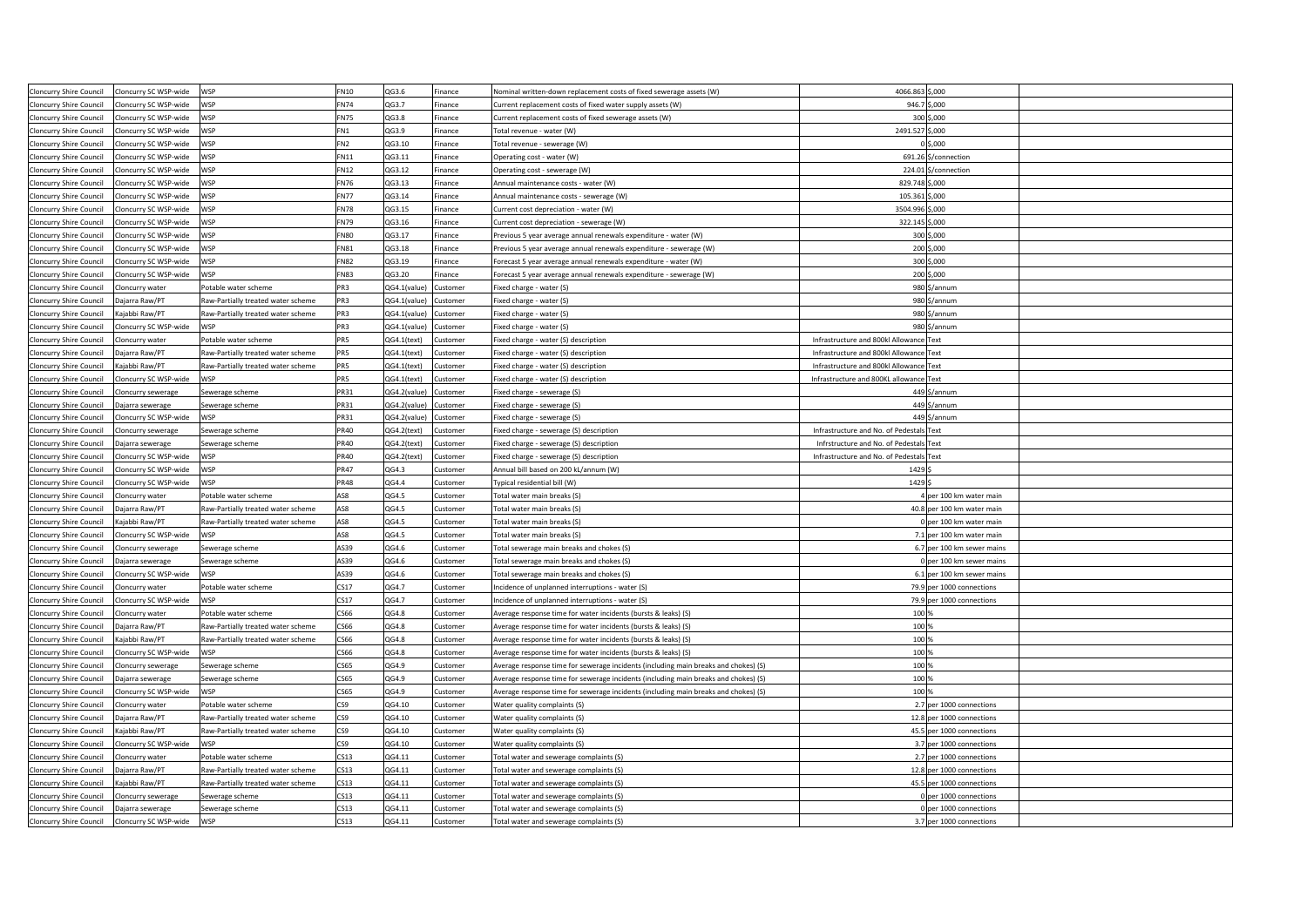| | | | | | | | | | |
|---|---|---|---|---|---|---|---|---|---|
| Cloncurry Shire Council | Cloncurry SC WSP-wide | WSP | FN10 | QG3.6 | Finance | Nominal written-down replacement costs of fixed sewerage assets (W) | 4066.863 | $,000 | |
| Cloncurry Shire Council | Cloncurry SC WSP-wide | WSP | FN74 | QG3.7 | Finance | Current replacement costs of fixed water supply assets (W) | 946.7 | $,000 | |
| Cloncurry Shire Council | Cloncurry SC WSP-wide | WSP | FN75 | QG3.8 | Finance | Current replacement costs of fixed sewerage assets (W) | 300 | $,000 | |
| Cloncurry Shire Council | Cloncurry SC WSP-wide | WSP | FN1 | QG3.9 | Finance | Total revenue - water (W) | 2491.527 | $,000 | |
| Cloncurry Shire Council | Cloncurry SC WSP-wide | WSP | FN2 | QG3.10 | Finance | Total revenue - sewerage (W) | 0 | $,000 | |
| Cloncurry Shire Council | Cloncurry SC WSP-wide | WSP | FN11 | QG3.11 | Finance | Operating cost - water (W) | 691.26 | $/connection | |
| Cloncurry Shire Council | Cloncurry SC WSP-wide | WSP | FN12 | QG3.12 | Finance | Operating cost - sewerage (W) | 224.01 | $/connection | |
| Cloncurry Shire Council | Cloncurry SC WSP-wide | WSP | FN76 | QG3.13 | Finance | Annual maintenance costs - water (W) | 829.748 | $,000 | |
| Cloncurry Shire Council | Cloncurry SC WSP-wide | WSP | FN77 | QG3.14 | Finance | Annual maintenance costs - sewerage (W) | 105.361 | $,000 | |
| Cloncurry Shire Council | Cloncurry SC WSP-wide | WSP | FN78 | QG3.15 | Finance | Current cost depreciation - water (W) | 3504.996 | $,000 | |
| Cloncurry Shire Council | Cloncurry SC WSP-wide | WSP | FN79 | QG3.16 | Finance | Current cost depreciation - sewerage (W) | 322.145 | $,000 | |
| Cloncurry Shire Council | Cloncurry SC WSP-wide | WSP | FN80 | QG3.17 | Finance | Previous 5 year average annual renewals expenditure - water (W) | 300 | $,000 | |
| Cloncurry Shire Council | Cloncurry SC WSP-wide | WSP | FN81 | QG3.18 | Finance | Previous 5 year average annual renewals expenditure - sewerage (W) | 200 | $,000 | |
| Cloncurry Shire Council | Cloncurry SC WSP-wide | WSP | FN82 | QG3.19 | Finance | Forecast 5 year average annual renewals expenditure - water (W) | 300 | $,000 | |
| Cloncurry Shire Council | Cloncurry SC WSP-wide | WSP | FN83 | QG3.20 | Finance | Forecast 5 year average annual renewals expenditure - sewerage (W) | 200 | $,000 | |
| Cloncurry Shire Council | Cloncurry water | Potable water scheme | PR3 | QG4.1(value) | Customer | Fixed charge - water (S) | 980 | $/annum | |
| Cloncurry Shire Council | Dajarra Raw/PT | Raw-Partially treated water scheme | PR3 | QG4.1(value) | Customer | Fixed charge - water (S) | 980 | $/annum | |
| Cloncurry Shire Council | Kajabbi Raw/PT | Raw-Partially treated water scheme | PR3 | QG4.1(value) | Customer | Fixed charge - water (S) | 980 | $/annum | |
| Cloncurry Shire Council | Cloncurry SC WSP-wide | WSP | PR3 | QG4.1(value) | Customer | Fixed charge - water (S) | 980 | $/annum | |
| Cloncurry Shire Council | Cloncurry water | Potable water scheme | PR5 | QG4.1(text) | Customer | Fixed charge - water (S) description | Infrastructure and 800kl Allowance | Text | |
| Cloncurry Shire Council | Dajarra Raw/PT | Raw-Partially treated water scheme | PR5 | QG4.1(text) | Customer | Fixed charge - water (S) description | Infrastructure and 800kl Allowance | Text | |
| Cloncurry Shire Council | Kajabbi Raw/PT | Raw-Partially treated water scheme | PR5 | QG4.1(text) | Customer | Fixed charge - water (S) description | Infrastructure and 800kl Allowance | Text | |
| Cloncurry Shire Council | Cloncurry SC WSP-wide | WSP | PR5 | QG4.1(text) | Customer | Fixed charge - water (S) description | Infrastructure and 800KL allowance | Text | |
| Cloncurry Shire Council | Cloncurry sewerage | Sewerage scheme | PR31 | QG4.2(value) | Customer | Fixed charge - sewerage (S) | 449 | $/annum | |
| Cloncurry Shire Council | Dajarra sewerage | Sewerage scheme | PR31 | QG4.2(value) | Customer | Fixed charge - sewerage (S) | 449 | $/annum | |
| Cloncurry Shire Council | Cloncurry SC WSP-wide | WSP | PR31 | QG4.2(value) | Customer | Fixed charge - sewerage (S) | 449 | $/annum | |
| Cloncurry Shire Council | Cloncurry sewerage | Sewerage scheme | PR40 | QG4.2(text) | Customer | Fixed charge - sewerage (S) description | Infrastructure and No. of Pedestals | Text | |
| Cloncurry Shire Council | Dajarra sewerage | Sewerage scheme | PR40 | QG4.2(text) | Customer | Fixed charge - sewerage (S) description | Infrstructure and No. of Pedestals | Text | |
| Cloncurry Shire Council | Cloncurry SC WSP-wide | WSP | PR40 | QG4.2(text) | Customer | Fixed charge - sewerage (S) description | Infrastructure and No. of Pedestals | Text | |
| Cloncurry Shire Council | Cloncurry SC WSP-wide | WSP | PR47 | QG4.3 | Customer | Annual bill based on 200 kL/annum (W) | 1429 | $ | |
| Cloncurry Shire Council | Cloncurry SC WSP-wide | WSP | PR48 | QG4.4 | Customer | Typical residential bill (W) | 1429 | $ | |
| Cloncurry Shire Council | Cloncurry water | Potable water scheme | AS8 | QG4.5 | Customer | Total water main breaks (S) | 4 | per 100 km water main | |
| Cloncurry Shire Council | Dajarra Raw/PT | Raw-Partially treated water scheme | AS8 | QG4.5 | Customer | Total water main breaks (S) | 40.8 | per 100 km water main | |
| Cloncurry Shire Council | Kajabbi Raw/PT | Raw-Partially treated water scheme | AS8 | QG4.5 | Customer | Total water main breaks (S) | 0 | per 100 km water main | |
| Cloncurry Shire Council | Cloncurry SC WSP-wide | WSP | AS8 | QG4.5 | Customer | Total water main breaks (S) | 7.1 | per 100 km water main | |
| Cloncurry Shire Council | Cloncurry sewerage | Sewerage scheme | AS39 | QG4.6 | Customer | Total sewerage main breaks and chokes (S) | 6.7 | per 100 km sewer mains | |
| Cloncurry Shire Council | Dajarra sewerage | Sewerage scheme | AS39 | QG4.6 | Customer | Total sewerage main breaks and chokes (S) | 0 | per 100 km sewer mains | |
| Cloncurry Shire Council | Cloncurry SC WSP-wide | WSP | AS39 | QG4.6 | Customer | Total sewerage main breaks and chokes (S) | 6.1 | per 100 km sewer mains | |
| Cloncurry Shire Council | Cloncurry water | Potable water scheme | CS17 | QG4.7 | Customer | Incidence of unplanned interruptions - water (S) | 79.9 | per 1000 connections | |
| Cloncurry Shire Council | Cloncurry SC WSP-wide | WSP | CS17 | QG4.7 | Customer | Incidence of unplanned interruptions - water (S) | 79.9 | per 1000 connections | |
| Cloncurry Shire Council | Cloncurry water | Potable water scheme | CS66 | QG4.8 | Customer | Average response time for water incidents (bursts & leaks) (S) | 100 | % | |
| Cloncurry Shire Council | Dajarra Raw/PT | Raw-Partially treated water scheme | CS66 | QG4.8 | Customer | Average response time for water incidents (bursts & leaks) (S) | 100 | % | |
| Cloncurry Shire Council | Kajabbi Raw/PT | Raw-Partially treated water scheme | CS66 | QG4.8 | Customer | Average response time for water incidents (bursts & leaks) (S) | 100 | % | |
| Cloncurry Shire Council | Cloncurry SC WSP-wide | WSP | CS66 | QG4.8 | Customer | Average response time for water incidents (bursts & leaks) (S) | 100 | % | |
| Cloncurry Shire Council | Cloncurry sewerage | Sewerage scheme | CS65 | QG4.9 | Customer | Average response time for sewerage incidents (including main breaks and chokes) (S) | 100 | % | |
| Cloncurry Shire Council | Dajarra sewerage | Sewerage scheme | CS65 | QG4.9 | Customer | Average response time for sewerage incidents (including main breaks and chokes) (S) | 100 | % | |
| Cloncurry Shire Council | Cloncurry SC WSP-wide | WSP | CS65 | QG4.9 | Customer | Average response time for sewerage incidents (including main breaks and chokes) (S) | 100 | % | |
| Cloncurry Shire Council | Cloncurry water | Potable water scheme | CS9 | QG4.10 | Customer | Water quality complaints (S) | 2.7 | per 1000 connections | |
| Cloncurry Shire Council | Dajarra Raw/PT | Raw-Partially treated water scheme | CS9 | QG4.10 | Customer | Water quality complaints (S) | 12.8 | per 1000 connections | |
| Cloncurry Shire Council | Kajabbi Raw/PT | Raw-Partially treated water scheme | CS9 | QG4.10 | Customer | Water quality complaints (S) | 45.5 | per 1000 connections | |
| Cloncurry Shire Council | Cloncurry SC WSP-wide | WSP | CS9 | QG4.10 | Customer | Water quality complaints (S) | 3.7 | per 1000 connections | |
| Cloncurry Shire Council | Cloncurry water | Potable water scheme | CS13 | QG4.11 | Customer | Total water and sewerage complaints (S) | 2.7 | per 1000 connections | |
| Cloncurry Shire Council | Dajarra Raw/PT | Raw-Partially treated water scheme | CS13 | QG4.11 | Customer | Total water and sewerage complaints (S) | 12.8 | per 1000 connections | |
| Cloncurry Shire Council | Kajabbi Raw/PT | Raw-Partially treated water scheme | CS13 | QG4.11 | Customer | Total water and sewerage complaints (S) | 45.5 | per 1000 connections | |
| Cloncurry Shire Council | Cloncurry sewerage | Sewerage scheme | CS13 | QG4.11 | Customer | Total water and sewerage complaints (S) | 0 | per 1000 connections | |
| Cloncurry Shire Council | Dajarra sewerage | Sewerage scheme | CS13 | QG4.11 | Customer | Total water and sewerage complaints (S) | 0 | per 1000 connections | |
| Cloncurry Shire Council | Cloncurry SC WSP-wide | WSP | CS13 | QG4.11 | Customer | Total water and sewerage complaints (S) | 3.7 | per 1000 connections | |